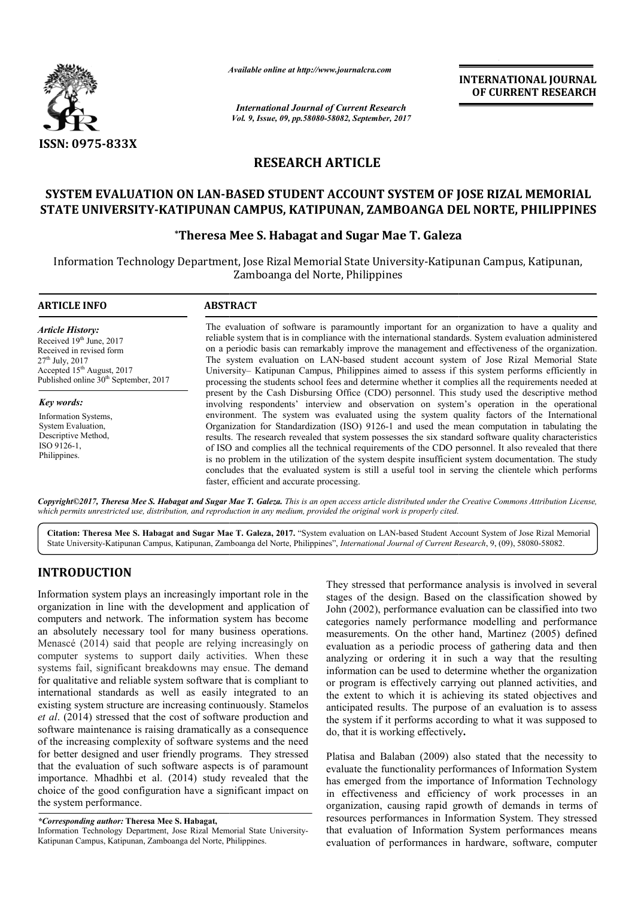ISSN: 0975-833X

*Available online at http://www.journalcra.com*

*International Journal of Current Research*

INTERNATIONAL JOURNAL OF CURRENT RESEARCH

## RESEARCH ARTICLE

# SYSTEM EVALUATION ON LAN-BASED STUDENT ACCOUNT SYSTEM OF JOSE RIZAL MEMORIAL STATE UNIVERSITY-KATIPUNAN CAMPUS, KATIPUNAN, ZAMBOANGA DEL NORTE, PHILIPPINES

**\*Theresa Mee S. Habagat and Sugar Mae T. Galeza**

Information Technology Department, Jose Rizal Memorial State University-Katipunan Campus, Katipunan, Zamboanga del Norte, Philippines

**ARTICLE INFO**

*Article History:*

Received 19th June, 2017
Received in revised form 27th July, 2017
Accepted 15th August, 2017
Published online 30th September, 2017

*Key words:*

Information Systems,
System Evaluation,
Descriptive Method,
ISO 9126-1,
Philippines.

**ABSTRACT**

The evaluation of software is paramountly important for an organization to have a quality and reliable system that is in compliance with the international standards. System evaluation administered on a periodic basis can remarkably improve the management and effectiveness of the organization. The system evaluation on LAN-based student account system of Jose Rizal Memorial State University– Katipunan Campus, Philippines aimed to assess if this system performs efficiently in processing the students school fees and determine whether it complies all the requirements needed at present by the Cash Disbursing Office (CDO) personnel. This study used the descriptive method involving respondents' interview and observation on system's operation in the operational environment. The system was evaluated using the system quality factors of the International Organization for Standardization (ISO) 9126-1 and used the mean computation in tabulating the results. The research revealed that system possesses the six standard software quality characteristics of ISO and complies all the technical requirements of the CDO personnel. It also revealed that there is no problem in the utilization of the system despite insufficient system documentation. The study concludes that the evaluated system is still a useful tool in serving the clientele which performs faster, efficient and accurate processing.

*Copyright©2017, Theresa Mee S. Habagat and Sugar Mae T. Galeza. This is an open access article distributed under the Creative Commons Attribution License, which permits unrestricted use, distribution, and reproduction in any medium, provided the original work is properly cited.*

**Citation: Theresa Mee S. Habagat and Sugar Mae T. Galeza, 2017.** "System evaluation on LAN-based Student Account System of Jose Rizal Memorial State University-Katipunan Campus, Katipunan, Zamboanga del Norte, Philippines", *International Journal of Current Research*, 9, (09), 58080-58082.

## INTRODUCTION

Information system plays an increasingly important role in the organization in line with the development and application of computers and network. The information system has become an absolutely necessary tool for many business operations. Menascé (2014) said that people are relying increasingly on computer systems to support daily activities. When these systems fail, significant breakdowns may ensue. The demand for qualitative and reliable system software that is compliant to international standards as well as easily integrated to an existing system structure are increasing continuously. Stamelos *et al*. (2014) stressed that the cost of software production and software maintenance is raising dramatically as a consequence of the increasing complexity of software systems and the need for better designed and user friendly programs. They stressed that the evaluation of such software aspects is of paramount importance. Mhadhbi et al. (2014) study revealed that the choice of the good configuration have a significant impact on the system performance.

They stressed that performance analysis is involved in several stages of the design. Based on the classification showed by John (2002), performance evaluation can be classified into two categories namely performance modelling and performance measurements. On the other hand, Martinez (2005) defined evaluation as a periodic process of gathering data and then analyzing or ordering it in such a way that the resulting information can be used to determine whether the organization or program is effectively carrying out planned activities, and the extent to which it is achieving its stated objectives and anticipated results. The purpose of an evaluation is to assess the system if it performs according to what it was supposed to do, that it is working effectively**.**

Platisa and Balaban (2009) also stated that the necessity to evaluate the functionality performances of Information System has emerged from the importance of Information Technology in effectiveness and efficiency of work processes in an organization, causing rapid growth of demands in terms of resources performances in Information System. They stressed that evaluation of Information System performances means evaluation of performances in hardware, software, computer

*\*Corresponding author:* **Theresa Mee S. Habagat,**
Information Technology Department, Jose Rizal Memorial State University-Katipunan Campus, Katipunan, Zamboanga del Norte, Philippines.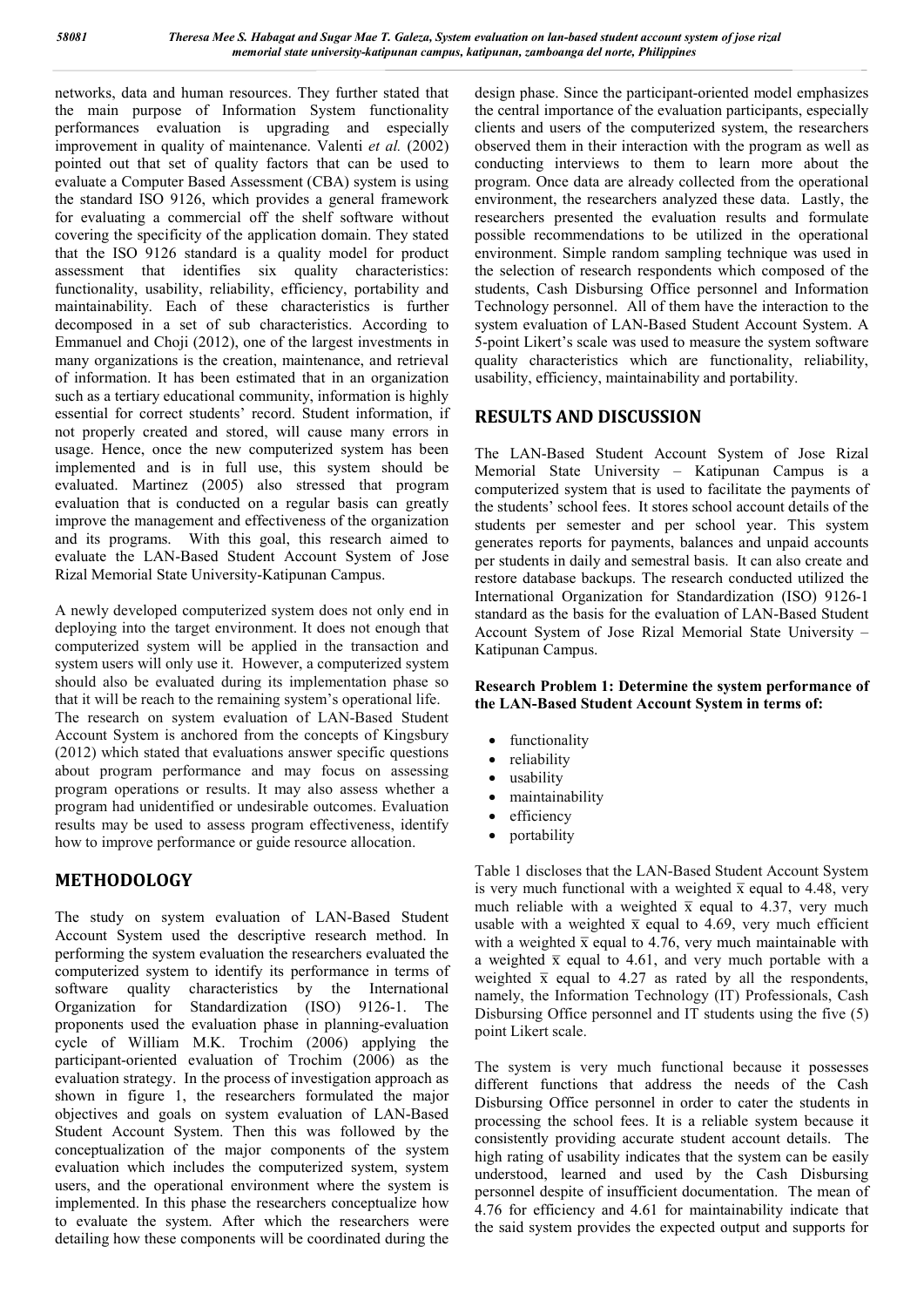networks, data and human resources. They further stated that the main purpose of Information System functionality performances evaluation is upgrading and especially improvement in quality of maintenance. Valenti *et al.* (2002) pointed out that set of quality factors that can be used to evaluate a Computer Based Assessment (CBA) system is using the standard ISO 9126, which provides a general framework for evaluating a commercial off the shelf software without covering the specificity of the application domain. They stated that the ISO 9126 standard is a quality model for product assessment that identifies six quality characteristics: functionality, usability, reliability, efficiency, portability and maintainability. Each of these characteristics is further decomposed in a set of sub characteristics. According to Emmanuel and Choji (2012), one of the largest investments in many organizations is the creation, maintenance, and retrieval of information. It has been estimated that in an organization such as a tertiary educational community, information is highly essential for correct students' record. Student information, if not properly created and stored, will cause many errors in usage. Hence, once the new computerized system has been implemented and is in full use, this system should be evaluated. Martinez (2005) also stressed that program evaluation that is conducted on a regular basis can greatly improve the management and effectiveness of the organization and its programs. With this goal, this research aimed to evaluate the LAN-Based Student Account System of Jose Rizal Memorial State University-Katipunan Campus.

A newly developed computerized system does not only end in deploying into the target environment. It does not enough that computerized system will be applied in the transaction and system users will only use it. However, a computerized system should also be evaluated during its implementation phase so that it will be reach to the remaining system's operational life. The research on system evaluation of LAN-Based Student Account System is anchored from the concepts of Kingsbury (2012) which stated that evaluations answer specific questions about program performance and may focus on assessing program operations or results. It may also assess whether a program had unidentified or undesirable outcomes. Evaluation results may be used to assess program effectiveness, identify how to improve performance or guide resource allocation.

## METHODOLOGY

The study on system evaluation of LAN-Based Student Account System used the descriptive research method. In performing the system evaluation the researchers evaluated the computerized system to identify its performance in terms of software quality characteristics by the International Organization for Standardization (ISO) 9126-1. The proponents used the evaluation phase in planning-evaluation cycle of William M.K. Trochim (2006) applying the participant-oriented evaluation of Trochim (2006) as the evaluation strategy. In the process of investigation approach as shown in figure 1, the researchers formulated the major objectives and goals on system evaluation of LAN-Based Student Account System. Then this was followed by the conceptualization of the major components of the system evaluation which includes the computerized system, system users, and the operational environment where the system is implemented. In this phase the researchers conceptualize how to evaluate the system. After which the researchers were detailing how these components will be coordinated during the design phase. Since the participant-oriented model emphasizes the central importance of the evaluation participants, especially clients and users of the computerized system, the researchers observed them in their interaction with the program as well as conducting interviews to them to learn more about the program. Once data are already collected from the operational environment, the researchers analyzed these data. Lastly, the researchers presented the evaluation results and formulate possible recommendations to be utilized in the operational environment. Simple random sampling technique was used in the selection of research respondents which composed of the students, Cash Disbursing Office personnel and Information Technology personnel. All of them have the interaction to the system evaluation of LAN-Based Student Account System. A 5-point Likert's scale was used to measure the system software quality characteristics which are functionality, reliability, usability, efficiency, maintainability and portability.

## RESULTS AND DISCUSSION

The LAN-Based Student Account System of Jose Rizal Memorial State University – Katipunan Campus is a computerized system that is used to facilitate the payments of the students' school fees. It stores school account details of the students per semester and per school year. This system generates reports for payments, balances and unpaid accounts per students in daily and semestral basis. It can also create and restore database backups. The research conducted utilized the International Organization for Standardization (ISO) 9126-1 standard as the basis for the evaluation of LAN-Based Student Account System of Jose Rizal Memorial State University – Katipunan Campus.

**Research Problem 1: Determine the system performance of the LAN-Based Student Account System in terms of:**

- functionality
- reliability
- usability
- maintainability
- efficiency
- portability

Table 1 discloses that the LAN-Based Student Account System is very much functional with a weighted $\bar{x}$ equal to 4.48, very much reliable with a weighted $\bar{x}$ equal to 4.37, very much usable with a weighted $\bar{x}$ equal to 4.69, very much efficient with a weighted $\bar{x}$ equal to 4.76, very much maintainable with a weighted $\bar{x}$ equal to 4.61, and very much portable with a weighted $\bar{x}$ equal to 4.27 as rated by all the respondents, namely, the Information Technology (IT) Professionals, Cash Disbursing Office personnel and IT students using the five (5) point Likert scale.

The system is very much functional because it possesses different functions that address the needs of the Cash Disbursing Office personnel in order to cater the students in processing the school fees. It is a reliable system because it consistently providing accurate student account details. The high rating of usability indicates that the system can be easily understood, learned and used by the Cash Disbursing personnel despite of insufficient documentation. The mean of 4.76 for efficiency and 4.61 for maintainability indicate that the said system provides the expected output and supports for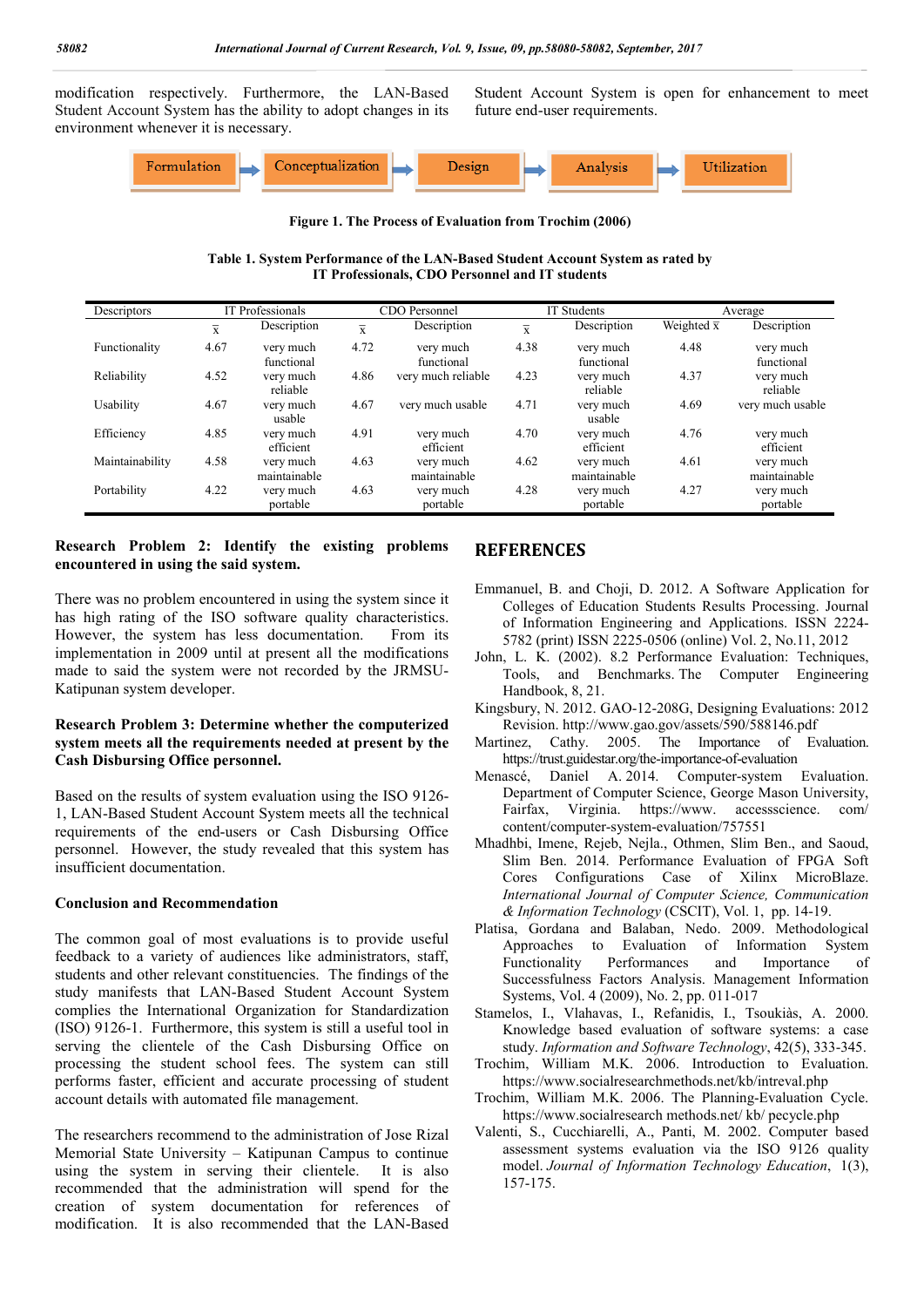modification respectively. Furthermore, the LAN-Based Student Account System has the ability to adopt changes in its environment whenever it is necessary. Student Account System is open for enhancement to meet future end-user requirements.

Formulation → Conceptualization → Design → Analysis → Utilization

**Figure 1. The Process of Evaluation from Trochim (2006)**

**Table 1. System Performance of the LAN-Based Student Account System as rated by IT Professionals, CDO Personnel and IT students**

| Descriptors | IT Professionals | | CDO Personnel | | IT Students | | Average | |
|---|---|---|---|---|---|---|---|---|
| | $\bar{x}$ | Description | $\bar{x}$ | Description | $\bar{x}$ | Description | Weighted $\bar{x}$ | Description |
| Functionality | 4.67 | very much functional | 4.72 | very much functional | 4.38 | very much functional | 4.48 | very much functional |
| Reliability | 4.52 | very much reliable | 4.86 | very much reliable | 4.23 | very much reliable | 4.37 | very much reliable |
| Usability | 4.67 | very much usable | 4.67 | very much usable | 4.71 | very much usable | 4.69 | very much usable |
| Efficiency | 4.85 | very much efficient | 4.91 | very much efficient | 4.70 | very much efficient | 4.76 | very much efficient |
| Maintainability | 4.58 | very much maintainable | 4.63 | very much maintainable | 4.62 | very much maintainable | 4.61 | very much maintainable |
| Portability | 4.22 | very much portable | 4.63 | very much portable | 4.28 | very much portable | 4.27 | very much portable |

**Research Problem 2: Identify the existing problems encountered in using the said system.**

There was no problem encountered in using the system since it has high rating of the ISO software quality characteristics. However, the system has less documentation. From its implementation in 2009 until at present all the modifications made to said the system were not recorded by the JRMSU-Katipunan system developer.

**Research Problem 3: Determine whether the computerized system meets all the requirements needed at present by the Cash Disbursing Office personnel.**

Based on the results of system evaluation using the ISO 9126-1, LAN-Based Student Account System meets all the technical requirements of the end-users or Cash Disbursing Office personnel. However, the study revealed that this system has insufficient documentation.

**Conclusion and Recommendation**

The common goal of most evaluations is to provide useful feedback to a variety of audiences like administrators, staff, students and other relevant constituencies. The findings of the study manifests that LAN-Based Student Account System complies the International Organization for Standardization (ISO) 9126-1. Furthermore, this system is still a useful tool in serving the clientele of the Cash Disbursing Office on processing the student school fees. The system can still performs faster, efficient and accurate processing of student account details with automated file management.

The researchers recommend to the administration of Jose Rizal Memorial State University – Katipunan Campus to continue using the system in serving their clientele. It is also recommended that the administration will spend for the creation of system documentation for references of modification. It is also recommended that the LAN-Based

## REFERENCES

Emmanuel, B. and Choji, D. 2012. A Software Application for Colleges of Education Students Results Processing. Journal of Information Engineering and Applications. ISSN 2224-5782 (print) ISSN 2225-0506 (online) Vol. 2, No.11, 2012

John, L. K. (2002). 8.2 Performance Evaluation: Techniques, Tools, and Benchmarks. The Computer Engineering Handbook, 8, 21.

Kingsbury, N. 2012. GAO-12-208G, Designing Evaluations: 2012 Revision. http://www.gao.gov/assets/590/588146.pdf

Martinez, Cathy. 2005. The Importance of Evaluation. https://trust.guidestar.org/the-importance-of-evaluation

Menascé, Daniel A. 2014. Computer-system Evaluation. Department of Computer Science, George Mason University, Fairfax, Virginia. https://www. accessscience. com/ content/computer-system-evaluation/757551

Mhadhbi, Imene, Rejeb, Nejla., Othmen, Slim Ben., and Saoud, Slim Ben. 2014. Performance Evaluation of FPGA Soft Cores Configurations Case of Xilinx MicroBlaze. *International Journal of Computer Science, Communication & Information Technology* (CSCIT), Vol. 1, pp. 14-19.

Platisa, Gordana and Balaban, Nedo. 2009. Methodological Approaches to Evaluation of Information System Functionality Performances and Importance of Successfulness Factors Analysis. Management Information Systems, Vol. 4 (2009), No. 2, pp. 011-017

Stamelos, I., Vlahavas, I., Refanidis, I., Tsoukiàs, A. 2000. Knowledge based evaluation of software systems: a case study. *Information and Software Technology*, 42(5), 333-345.

Trochim, William M.K. 2006. Introduction to Evaluation. https://www.socialresearchmethods.net/kb/intreval.php

Trochim, William M.K. 2006. The Planning-Evaluation Cycle. https://www.socialresearch methods.net/ kb/ pecycle.php

Valenti, S., Cucchiarelli, A., Panti, M. 2002. Computer based assessment systems evaluation via the ISO 9126 quality model. *Journal of Information Technology Education*, 1(3), 157-175.